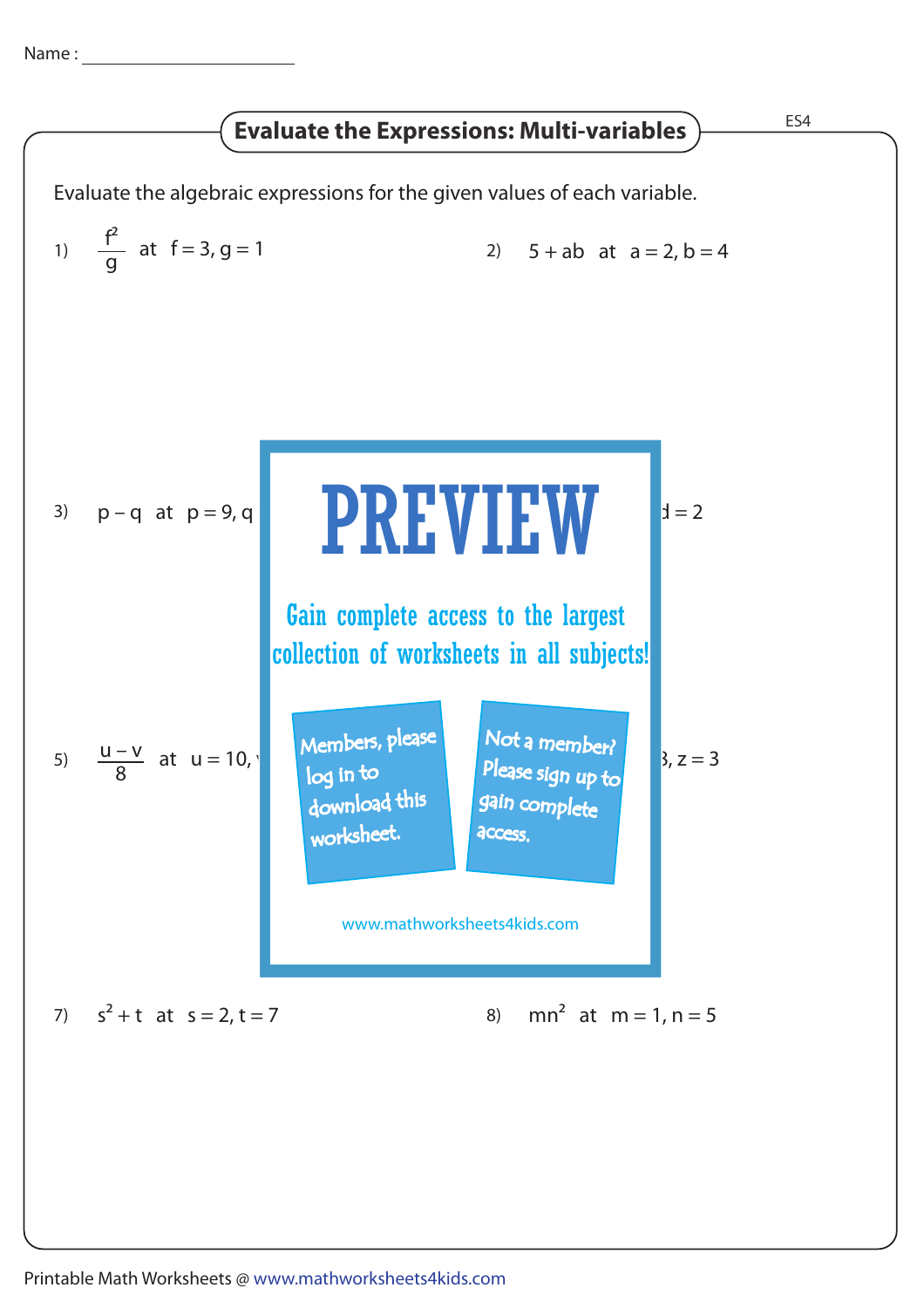Name : ______________________

## Evaluate the Expressions: Multi-variables

ES4

Evaluate the algebraic expressions for the given values of each variable.

1) $\frac{f^2}{g}$ at $f = 3, g = 1$

2) $5 + ab$ at $a = 2, b = 4$

3) $p - q$ at $p = 9, q$

d = 2

**PREVIEW**

Gain complete access to the largest collection of worksheets in all subjects!

Members, please log in to download this worksheet.

Not a member? Please sign up to gain complete access.

www.mathworksheets4kids.com

5) $\frac{u - v}{8}$ at $u = 10,$

3, z = 3

7) $s^2 + t$ at $s = 2, t = 7$

8) $mn^2$ at $m = 1, n = 5$

Printable Math Worksheets @ www.mathworksheets4kids.com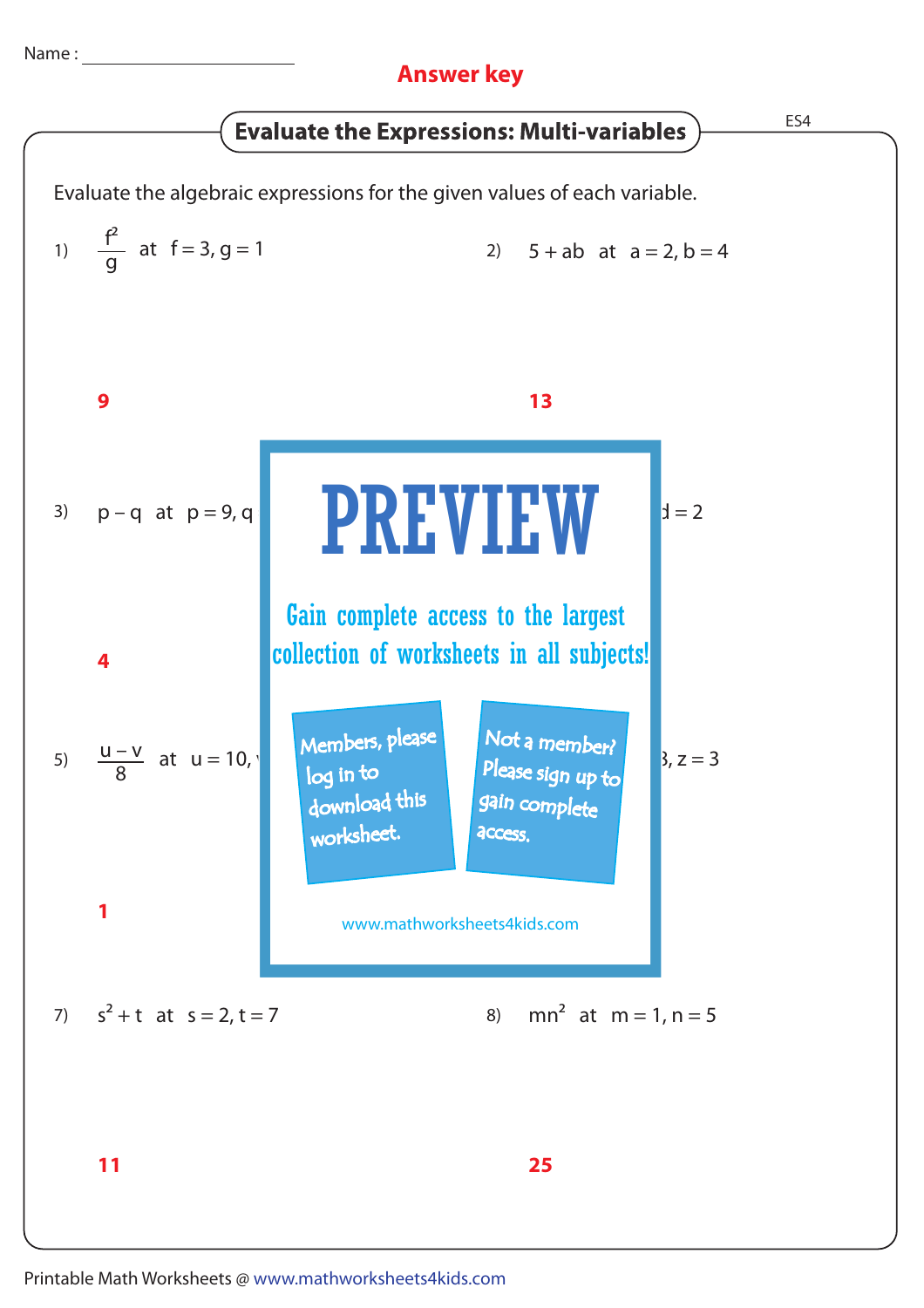Name : ______________________

**Answer key**

## Evaluate the Expressions: Multi-variables

ES4

Evaluate the algebraic expressions for the given values of each variable.

1) $\frac{f^2}{g}$ at $f = 3, g = 1$

**9**

2) $5 + ab$ at $a = 2, b = 4$

**13**

3) $p - q$ at $p = 9, q$

**4**

$d = 2$

5) $\frac{u - v}{8}$ at $u = 10,$

**1**

$3, z = 3$

# PREVIEW

Gain complete access to the largest collection of worksheets in all subjects!

Members, please log in to download this worksheet.

Not a member? Please sign up to gain complete access.

www.mathworksheets4kids.com

7) $s^2 + t$ at $s = 2, t = 7$

**11**

8) $mn^2$ at $m = 1, n = 5$

**25**

Printable Math Worksheets @ www.mathworksheets4kids.com